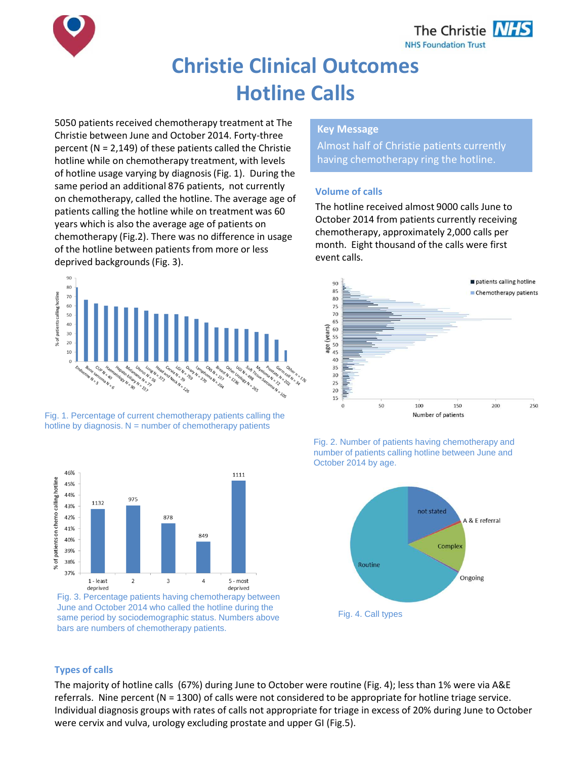# Christie Clinical Outcomes
# Hotline Calls

5050 patients received chemotherapy treatment at The Christie between June and October 2014. Forty-three percent (N = 2,149) of these patients called the Christie hotline while on chemotherapy treatment, with levels of hotline usage varying by diagnosis (Fig. 1). During the same period an additional 876 patients, not currently on chemotherapy, called the hotline. The average age of patients calling the hotline while on treatment was 60 years which is also the average age of patients on chemotherapy (Fig.2). There was no difference in usage of the hotline between patients from more or less deprived backgrounds (Fig. 3).

Fig. 1. Percentage of current chemotherapy patients calling the hotline by diagnosis. N = number of chemotherapy patients

Fig. 3. Percentage patients having chemotherapy between June and October 2014 who called the hotline during the same period by sociodemographic status. Numbers above bars are numbers of chemotherapy patients.

## Key Message

Almost half of Christie patients currently having chemotherapy ring the hotline.

### Volume of calls

The hotline received almost 9000 calls June to October 2014 from patients currently receiving chemotherapy, approximately 2,000 calls per month. Eight thousand of the calls were first event calls.

Fig. 2. Number of patients having chemotherapy and number of patients calling hotline between June and October 2014 by age.

Fig. 4. Call types

### Types of calls

The majority of hotline calls (67%) during June to October were routine (Fig. 4); less than 1% were via A&E referrals. Nine percent (N = 1300) of calls were not considered to be appropriate for hotline triage service. Individual diagnosis groups with rates of calls not appropriate for triage in excess of 20% during June to October were cervix and vulva, urology excluding prostate and upper GI (Fig.5).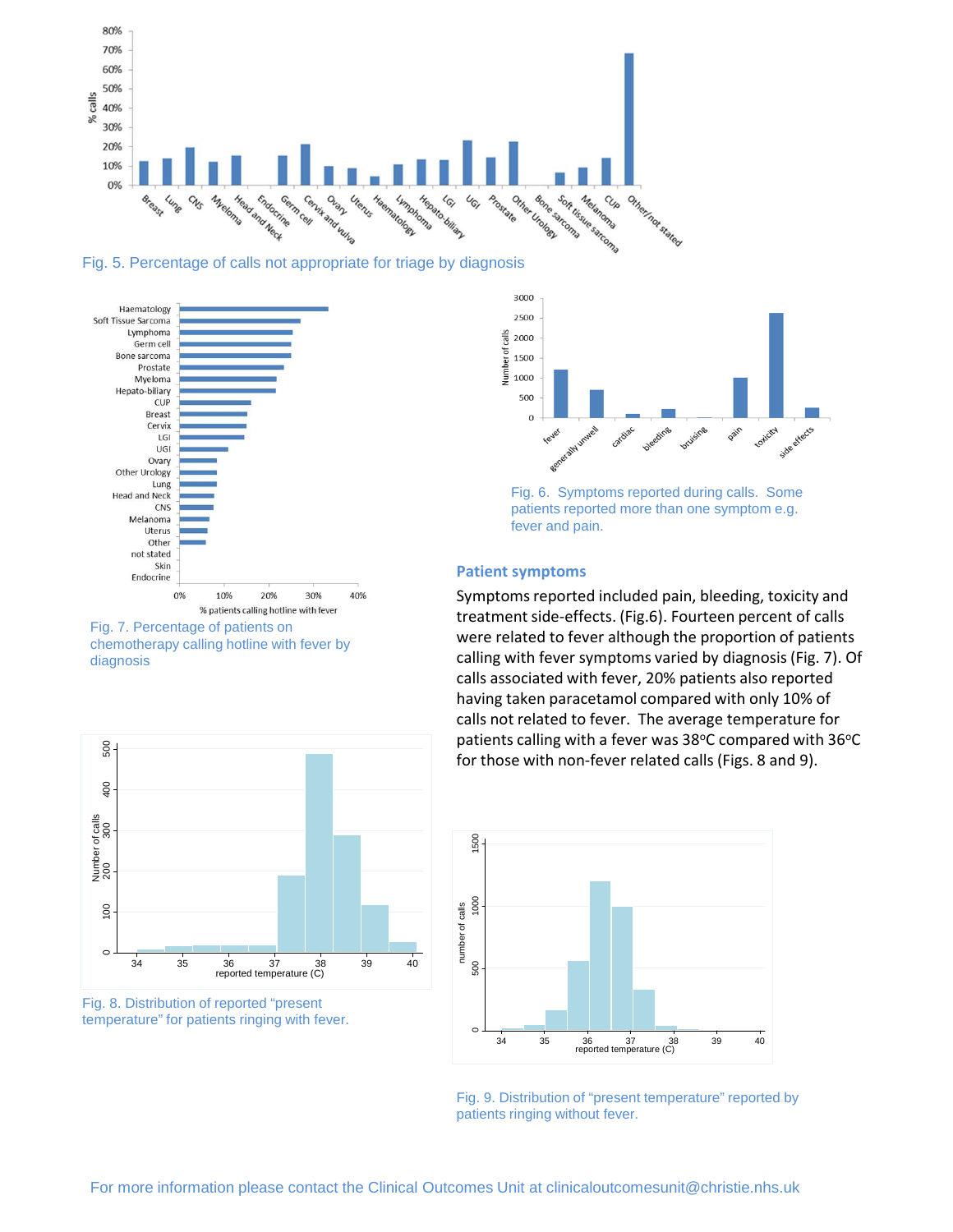80%
70%
60%
50%
40%
30%
20%
10%
0%

% calls

Breast
Lung
CNS
Myeloma
Head and Neck
Endocrine
Germ cell
Cervix and vulva
Ovary
Uterus
Haematology
Lymphoma
Hepato-biliary
LGI
UGI
Prostate
Other Urology
Bone sarcoma
Soft tissue sarcoma
Melanoma
CUP
Other/not stated

Fig. 5. Percentage of calls not appropriate for triage by diagnosis

Haematology
Soft Tissue Sarcoma
Lymphoma
Germ cell
Bone sarcoma
Prostate
Myeloma
Hepato-biliary
CUP
Breast
Cervix
LGI
UGI
Ovary
Other Urology
Lung
Head and Neck
CNS
Melanoma
Uterus
Other
not stated
Skin
Endocrine

0% 10% 20% 30% 40%

% patients calling hotline with fever

Fig. 7. Percentage of patients on chemotherapy calling hotline with fever by diagnosis

3000
2500
2000
1500
1000
500
0

Number of calls

fever
generally unwell
cardiac
bleeding
bruising
pain
toxicity
side effects

Fig. 6. Symptoms reported during calls. Some patients reported more than one symptom e.g. fever and pain.

## Patient symptoms

Symptoms reported included pain, bleeding, toxicity and treatment side-effects. (Fig.6). Fourteen percent of calls were related to fever although the proportion of patients calling with fever symptoms varied by diagnosis (Fig. 7). Of calls associated with fever, 20% patients also reported having taken paracetamol compared with only 10% of calls not related to fever. The average temperature for patients calling with a fever was 38ºC compared with 36ºC for those with non-fever related calls (Figs. 8 and 9).

500
400
300
200
100
0

Number of calls

34 35 36 37 38 39 40

reported temperature (C)

Fig. 8. Distribution of reported "present temperature" for patients ringing with fever.

1500
1000
500
0

number of calls

34 35 36 37 38 39 40

reported temperature (C)

Fig. 9. Distribution of "present temperature" reported by patients ringing without fever.

For more information please contact the Clinical Outcomes Unit at clinicaloutcomesunit@christie.nhs.uk